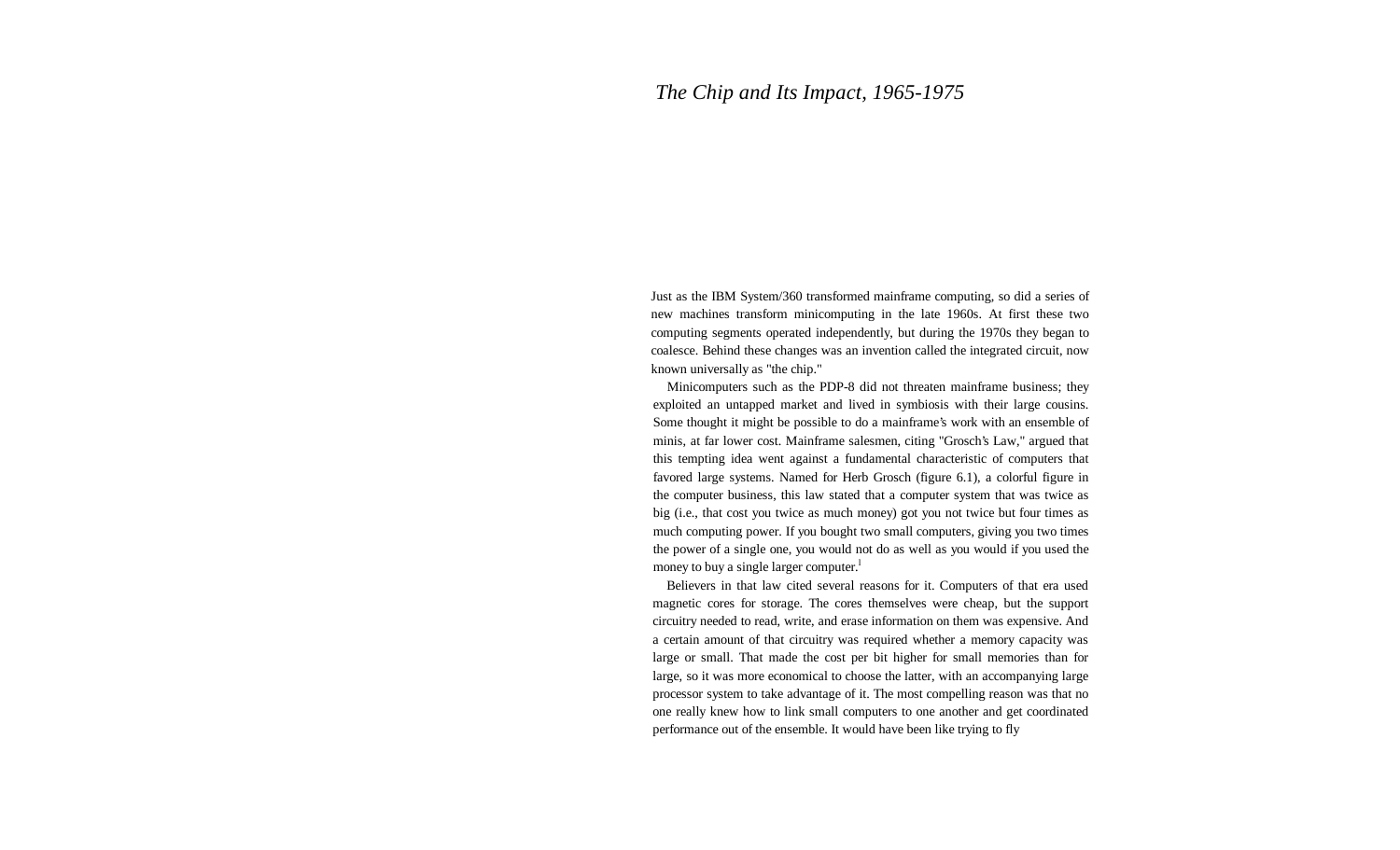# *The Chip and Its Impact, 1965-1975*

Just as the IBM System/360 transformed mainframe computing, so did a series of new machines transform minicomputing in the late 1960s. At first these two computing segments operated independently, but during the 1970s they began to coalesce. Behind these changes was an invention called the integrated circuit, now known universally as "the chip."

Minicomputers such as the PDP-8 did not threaten mainframe business; they exploited an untapped market and lived in symbiosis with their large cousins. Some thought it might be possible to do a mainframe's work with an ensemble of minis, at far lower cost. Mainframe salesmen, citing "Grosch's Law," argued that this tempting idea went against a fundamental characteristic of computers that favored large systems. Named for Herb Grosch (figure 6.1), a colorful figure in the computer business, this law stated that a computer system that was twice as big (i.e., that cost you twice as much money) got you not twice but four times as much computing power. If you bought two small computers, giving you two times the power of a single one, you would not do as well as you would if you used the money to buy a single larger computer.[1]

Believers in that law cited several reasons for it. Computers of that era used magnetic cores for storage. The cores themselves were cheap, but the support circuitry needed to read, write, and erase information on them was expensive. And a certain amount of that circuitry was required whether a memory capacity was large or small. That made the cost per bit higher for small memories than for large, so it was more economical to choose the latter, with an accompanying large processor system to take advantage of it. The most compelling reason was that no one really knew how to link small computers to one another and get coordinated performance out of the ensemble. It would have been like trying to fly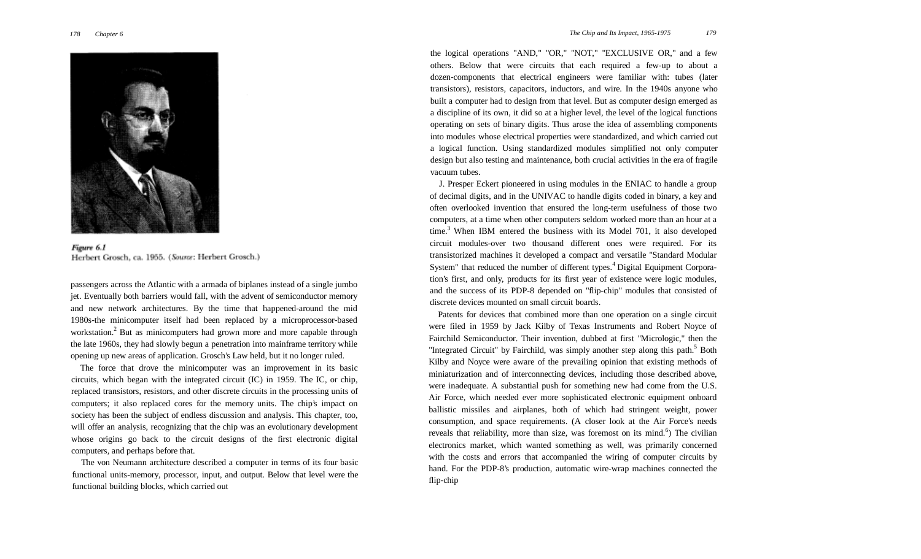Figure 6.1
Herbert Grosch, ca. 1955. (*Source*: Herbert Grosch.)

passengers across the Atlantic with a armada of biplanes instead of a single jumbo jet. Eventually both barriers would fall, with the advent of semiconductor memory and new network architectures. By the time that happened-around the mid 1980s-the minicomputer itself had been replaced by a microprocessor-based workstation.[2] But as minicomputers had grown more and more capable through the late 1960s, they had slowly begun a penetration into mainframe territory while opening up new areas of application. Grosch's Law held, but it no longer ruled.

The force that drove the minicomputer was an improvement in its basic circuits, which began with the integrated circuit (IC) in 1959. The IC, or chip, replaced transistors, resistors, and other discrete circuits in the processing units of computers; it also replaced cores for the memory units. The chip's impact on society has been the subject of endless discussion and analysis. This chapter, too, will offer an analysis, recognizing that the chip was an evolutionary development whose origins go back to the circuit designs of the first electronic digital computers, and perhaps before that.

The von Neumann architecture described a computer in terms of its four basic functional units-memory, processor, input, and output. Below that level were the functional building blocks, which carried out the logical operations "AND," "OR," "NOT," "EXCLUSIVE OR," and a few others. Below that were circuits that each required a few-up to about a dozen-components that electrical engineers were familiar with: tubes (later transistors), resistors, capacitors, inductors, and wire. In the 1940s anyone who built a computer had to design from that level. But as computer design emerged as a discipline of its own, it did so at a higher level, the level of the logical functions operating on sets of binary digits. Thus arose the idea of assembling components into modules whose electrical properties were standardized, and which carried out a logical function. Using standardized modules simplified not only computer design but also testing and maintenance, both crucial activities in the era of fragile vacuum tubes.

J. Presper Eckert pioneered in using modules in the ENIAC to handle a group of decimal digits, and in the UNIVAC to handle digits coded in binary, a key and often overlooked invention that ensured the long-term usefulness of those two computers, at a time when other computers seldom worked more than an hour at a time.[3] When IBM entered the business with its Model 701, it also developed circuit modules-over two thousand different ones were required. For its transistorized machines it developed a compact and versatile "Standard Modular System" that reduced the number of different types.[4] Digital Equipment Corporation's first, and only, products for its first year of existence were logic modules, and the success of its PDP-8 depended on "flip-chip" modules that consisted of discrete devices mounted on small circuit boards.

Patents for devices that combined more than one operation on a single circuit were filed in 1959 by Jack Kilby of Texas Instruments and Robert Noyce of Fairchild Semiconductor. Their invention, dubbed at first "Micrologic," then the "Integrated Circuit" by Fairchild, was simply another step along this path.[5] Both Kilby and Noyce were aware of the prevailing opinion that existing methods of miniaturization and of interconnecting devices, including those described above, were inadequate. A substantial push for something new had come from the U.S. Air Force, which needed ever more sophisticated electronic equipment onboard ballistic missiles and airplanes, both of which had stringent weight, power consumption, and space requirements. (A closer look at the Air Force's needs reveals that reliability, more than size, was foremost on its mind.[6]) The civilian electronics market, which wanted something as well, was primarily concerned with the costs and errors that accompanied the wiring of computer circuits by hand. For the PDP-8's production, automatic wire-wrap machines connected the flip-chip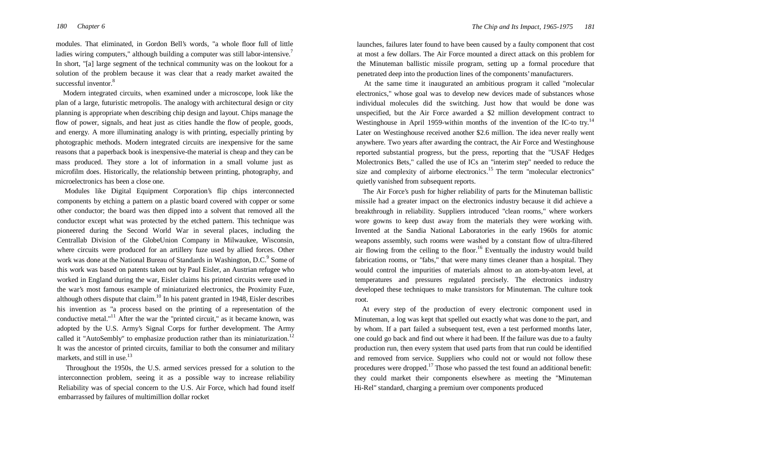modules. That eliminated, in Gordon Bell's words, "a whole floor full of little ladies wiring computers," although building a computer was still labor-intensive.[7] In short, "[a] large segment of the technical community was on the lookout for a solution of the problem because it was clear that a ready market awaited the successful inventor.[8]

Modern integrated circuits, when examined under a microscope, look like the plan of a large, futuristic metropolis. The analogy with architectural design or city planning is appropriate when describing chip design and layout. Chips manage the flow of power, signals, and heat just as cities handle the flow of people, goods, and energy. A more illuminating analogy is with printing, especially printing by photographic methods. Modern integrated circuits are inexpensive for the same reasons that a paperback book is inexpensive-the material is cheap and they can be mass produced. They store a lot of information in a small volume just as microfilm does. Historically, the relationship between printing, photography, and microelectronics has been a close one.

Modules like Digital Equipment Corporation's flip chips interconnected components by etching a pattern on a plastic board covered with copper or some other conductor; the board was then dipped into a solvent that removed all the conductor except what was protected by the etched pattern. This technique was pioneered during the Second World War in several places, including the Centrallab Division of the GlobeUnion Company in Milwaukee, Wisconsin, where circuits were produced for an artillery fuze used by allied forces. Other work was done at the National Bureau of Standards in Washington, D.C.[9] Some of this work was based on patents taken out by Paul Eisler, an Austrian refugee who worked in England during the war, Eisler claims his printed circuits were used in the war's most famous example of miniaturized electronics, the Proximity Fuze, although others dispute that claim.[10] In his patent granted in 1948, Eisler describes his invention as "a process based on the printing of a representation of the conductive metal."[11] After the war the "printed circuit," as it became known, was adopted by the U.S. Army's Signal Corps for further development. The Army called it "AutoSembly" to emphasize production rather than its miniaturization.[12] It was the ancestor of printed circuits, familiar to both the consumer and military markets, and still in use.[13]

Throughout the 1950s, the U.S. armed services pressed for a solution to the interconnection problem, seeing it as a possible way to increase reliability Reliability was of special concern to the U.S. Air Force, which had found itself embarrassed by failures of multimillion dollar rocket launches, failures later found to have been caused by a faulty component that cost at most a few dollars. The Air Force mounted a direct attack on this problem for the Minuteman ballistic missile program, setting up a formal procedure that penetrated deep into the production lines of the components' manufacturers.

At the same time it inaugurated an ambitious program it called "molecular electronics," whose goal was to develop new devices made of substances whose individual molecules did the switching. Just how that would be done was unspecified, but the Air Force awarded a $2 million development contract to Westinghouse in April 1959-within months of the invention of the IC-to try.[14] Later on Westinghouse received another $2.6 million. The idea never really went anywhere. Two years after awarding the contract, the Air Force and Westinghouse reported substantial progress, but the press, reporting that the "USAF Hedges Molectronics Bets," called the use of ICs an "interim step" needed to reduce the size and complexity of airborne electronics.[15] The term "molecular electronics" quietly vanished from subsequent reports.

The Air Force's push for higher reliability of parts for the Minuteman ballistic missile had a greater impact on the electronics industry because it did achieve a breakthrough in reliability. Suppliers introduced "clean rooms," where workers wore gowns to keep dust away from the materials they were working with. Invented at the Sandia National Laboratories in the early 1960s for atomic weapons assembly, such rooms were washed by a constant flow of ultra-filtered air flowing from the ceiling to the floor.[16] Eventually the industry would build fabrication rooms, or "fabs," that were many times cleaner than a hospital. They would control the impurities of materials almost to an atom-by-atom level, at temperatures and pressures regulated precisely. The electronics industry developed these techniques to make transistors for Minuteman. The culture took root.

At every step of the production of every electronic component used in Minuteman, a log was kept that spelled out exactly what was done to the part, and by whom. If a part failed a subsequent test, even a test performed months later, one could go back and find out where it had been. If the failure was due to a faulty production run, then every system that used parts from that run could be identified and removed from service. Suppliers who could not or would not follow these procedures were dropped.[17] Those who passed the test found an additional benefit: they could market their components elsewhere as meeting the "Minuteman Hi-Rel" standard, charging a premium over components produced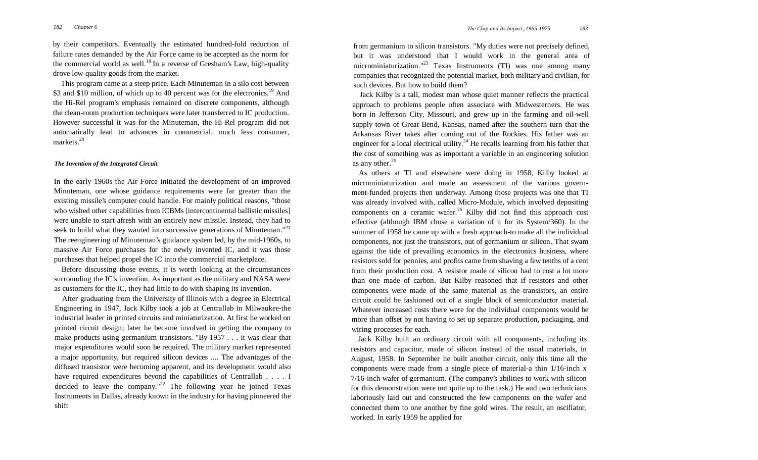by their competitors. Eventually the estimated hundred-fold reduction of failure rates demanded by the Air Force came to be accepted as the norm for the commercial world as well.[18] In a reverse of Gresham's Law, high-quality drove low-quality goods from the market.

This program came at a steep price. Each Minuteman in a silo cost between $3 and $10 million, of which up to 40 percent was for the electronics.[19] And the Hi-Rel program's emphasis remained on discrete components, although the clean-room production techniques were later transferred to IC production. However successful it was for the Minuteman, the Hi-Rel program did not automatically lead to advances in commercial, much less consumer, markets.[20]

### *The Invention of the Integrated Circuit*

In the early 1960s the Air Force initiated the development of an improved Minuteman, one whose guidance requirements were far greater than the existing missile's computer could handle. For mainly political reasons, "those who wished other capabilities from ICBMs [intercontinental ballistic missiles] were unable to start afresh with an entirely new missile. Instead, they had to seek to build what they wanted into successive generations of Minuteman."[21] The reengineering of Minuteman's guidance system led, by the mid-1960s, to massive Air Force purchases for the newly invented IC, and it was those purchases that helped propel the IC into the commercial marketplace.

Before discussing those events, it is worth looking at the circumstances surrounding the IC's invention. As important as the military and NASA were as customers for the IC, they had little to do with shaping its invention.

After graduating from the University of Illinois with a degree in Electrical Engineering in 1947, Jack Kilby took a job at Centrallab in Milwaukee-the industrial leader in printed circuits and miniaturization. At first he worked on printed circuit design; later he became involved in getting the company to make products using germanium transistors. "By 1957 . . . it was clear that major expenditures would soon be required. The military market represented a major opportunity, but required silicon devices .... The advantages of the diffused transistor were becoming apparent, and its development would also have required expenditures beyond the capabilities of Centrallab . . . . I decided to leave the company."[22] The following year he joined Texas Instruments in Dallas, already known in the industry for having pioneered the shift from germanium to silicon transistors. "My duties were not precisely defined, but it was understood that I would work in the general area of microminiaturization."[23] Texas Instruments (TI) was one among many companies that recognized the potential market, both military and civilian, for such devices. But how to build them?

Jack Kilby is a tall, modest man whose quiet manner reflects the practical approach to problems people often associate with Midwesterners. He was born in Jefferson City, Missouri, and grew up in the farming and oil-well supply town of Great Bend, Kansas, named after the southern turn that the Arkansas River takes after coming out of the Rockies. His father was an engineer for a local electrical utility.[24] He recalls learning from his father that the cost of something was as important a variable in an engineering solution as any other.[25]

As others at TI and elsewhere were doing in 1958, Kilby looked at microminiaturization and made an assessment of the various government-funded projects then underway. Among those projects was one that TI was already involved with, called Micro-Module, which involved depositing components on a ceramic wafer.[26] Kilby did not find this approach cost effective (although IBM chose a variation of it for its System/360). In the summer of 1958 he came up with a fresh approach-to make all the individual components, not just the transistors, out of germanium or silicon. That swam against the tide of prevailing economics in the electronics business, where resistors sold for pennies, and profits came from shaving a few tenths of a cent from their production cost. A resistor made of silicon had to cost a lot more than one made of carbon. But Kilby reasoned that if resistors and other components were made of the same material as the transistors, an entire circuit could be fashioned out of a single block of semiconductor material. Whatever increased costs there were for the individual components would be more than offset by not having to set up separate production, packaging, and wiring processes for each.

Jack Kilby built an ordinary circuit with all components, including its resistors and capacitor, made of silicon instead of the usual materials, in August, 1958. In September he built another circuit, only this time all the components were made from a single piece of material-a thin 1/16-inch x 7/16-inch wafer of germanium. (The company's abilities to work with silicon for this demonstration were not quite up to the task.) He and two technicians laboriously laid out and constructed the few components on the wafer and connected them to one another by fine gold wires. The result, an oscillator, worked. In early 1959 he applied for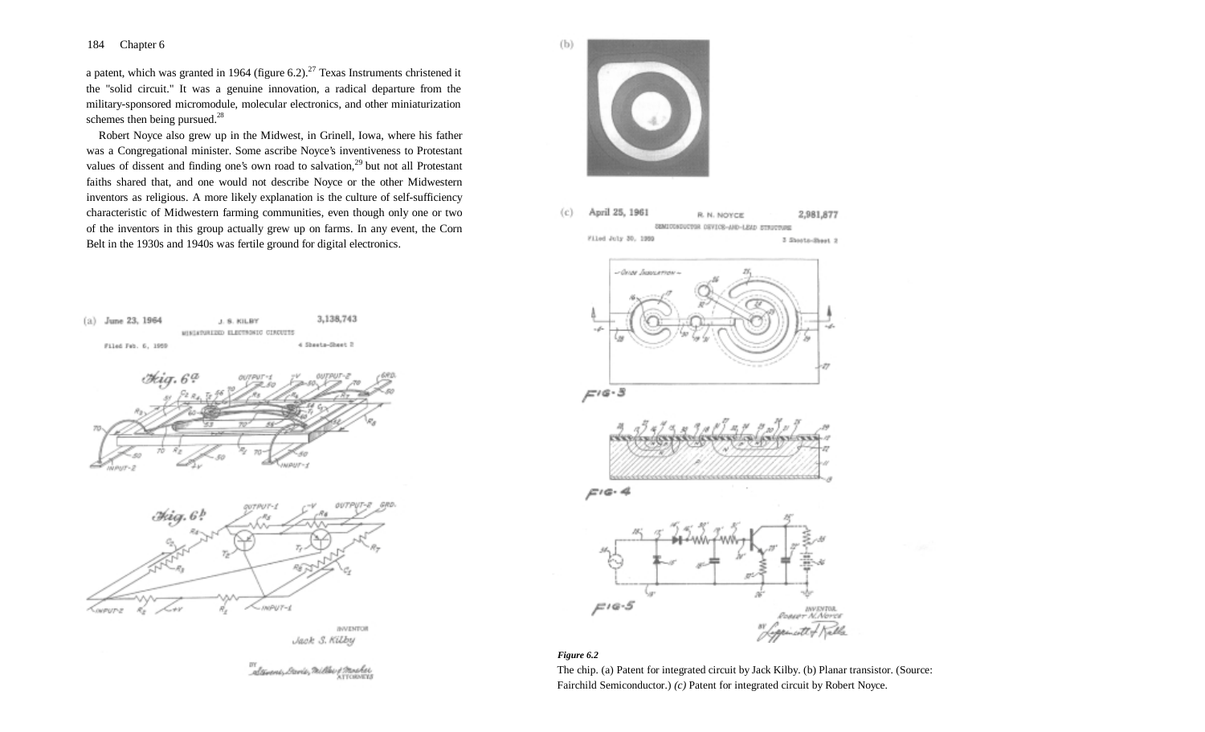a patent, which was granted in 1964 (figure 6.2).[27] Texas Instruments christened it the "solid circuit." It was a genuine innovation, a radical departure from the military-sponsored micromodule, molecular electronics, and other miniaturization schemes then being pursued.[28]

Robert Noyce also grew up in the Midwest, in Grinell, Iowa, where his father was a Congregational minister. Some ascribe Noyce's inventiveness to Protestant values of dissent and finding one's own road to salvation,[29] but not all Protestant faiths shared that, and one would not describe Noyce or the other Midwestern inventors as religious. A more likely explanation is the culture of self-sufficiency characteristic of Midwestern farming communities, even though only one or two of the inventors in this group actually grew up on farms. In any event, the Corn Belt in the 1930s and 1940s was fertile ground for digital electronics.

***Figure 6.2***

The chip. (a) Patent for integrated circuit by Jack Kilby. (b) Planar transistor. (Source: Fairchild Semiconductor.) *(c)* Patent for integrated circuit by Robert Noyce.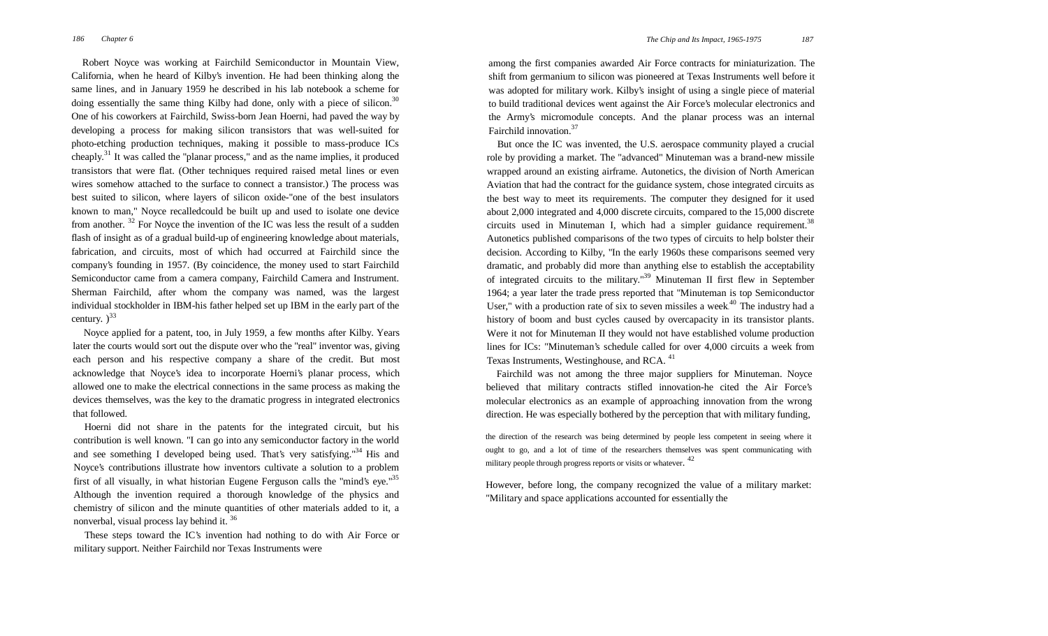Robert Noyce was working at Fairchild Semiconductor in Mountain View, California, when he heard of Kilby's invention. He had been thinking along the same lines, and in January 1959 he described in his lab notebook a scheme for doing essentially the same thing Kilby had done, only with a piece of silicon.[30] One of his coworkers at Fairchild, Swiss-born Jean Hoerni, had paved the way by developing a process for making silicon transistors that was well-suited for photo-etching production techniques, making it possible to mass-produce ICs cheaply.[31] It was called the "planar process," and as the name implies, it produced transistors that were flat. (Other techniques required raised metal lines or even wires somehow attached to the surface to connect a transistor.) The process was best suited to silicon, where layers of silicon oxide-"one of the best insulators known to man," Noyce recalledcould be built up and used to isolate one device from another. [32] For Noyce the invention of the IC was less the result of a sudden flash of insight as of a gradual build-up of engineering knowledge about materials, fabrication, and circuits, most of which had occurred at Fairchild since the company's founding in 1957. (By coincidence, the money used to start Fairchild Semiconductor came from a camera company, Fairchild Camera and Instrument. Sherman Fairchild, after whom the company was named, was the largest individual stockholder in IBM-his father helped set up IBM in the early part of the century. )[33]

Noyce applied for a patent, too, in July 1959, a few months after Kilby. Years later the courts would sort out the dispute over who the "real" inventor was, giving each person and his respective company a share of the credit. But most acknowledge that Noyce's idea to incorporate Hoerni's planar process, which allowed one to make the electrical connections in the same process as making the devices themselves, was the key to the dramatic progress in integrated electronics that followed.

Hoerni did not share in the patents for the integrated circuit, but his contribution is well known. "I can go into any semiconductor factory in the world and see something I developed being used. That's very satisfying."[34] His and Noyce's contributions illustrate how inventors cultivate a solution to a problem first of all visually, in what historian Eugene Ferguson calls the "mind's eye."[35] Although the invention required a thorough knowledge of the physics and chemistry of silicon and the minute quantities of other materials added to it, a nonverbal, visual process lay behind it. [36]

These steps toward the IC's invention had nothing to do with Air Force or military support. Neither Fairchild nor Texas Instruments were among the first companies awarded Air Force contracts for miniaturization. The shift from germanium to silicon was pioneered at Texas Instruments well before it was adopted for military work. Kilby's insight of using a single piece of material to build traditional devices went against the Air Force's molecular electronics and the Army's micromodule concepts. And the planar process was an internal Fairchild innovation.[37]

But once the IC was invented, the U.S. aerospace community played a crucial role by providing a market. The "advanced" Minuteman was a brand-new missile wrapped around an existing airframe. Autonetics, the division of North American Aviation that had the contract for the guidance system, chose integrated circuits as the best way to meet its requirements. The computer they designed for it used about 2,000 integrated and 4,000 discrete circuits, compared to the 15,000 discrete circuits used in Minuteman I, which had a simpler guidance requirement.[38] Autonetics published comparisons of the two types of circuits to help bolster their decision. According to Kilby, "In the early 1960s these comparisons seemed very dramatic, and probably did more than anything else to establish the acceptability of integrated circuits to the military."[39] Minuteman II first flew in September 1964; a year later the trade press reported that "Minuteman is top Semiconductor User," with a production rate of six to seven missiles a week.[40] The industry had a history of boom and bust cycles caused by overcapacity in its transistor plants. Were it not for Minuteman II they would not have established volume production lines for ICs: "Minuteman's schedule called for over 4,000 circuits a week from Texas Instruments, Westinghouse, and RCA. [41]

Fairchild was not among the three major suppliers for Minuteman. Noyce believed that military contracts stifled innovation-he cited the Air Force's molecular electronics as an example of approaching innovation from the wrong direction. He was especially bothered by the perception that with military funding,

> the direction of the research was being determined by people less competent in seeing where it ought to go, and a lot of time of the researchers themselves was spent communicating with military people through progress reports or visits or whatever. [42]

However, before long, the company recognized the value of a military market: "Military and space applications accounted for essentially the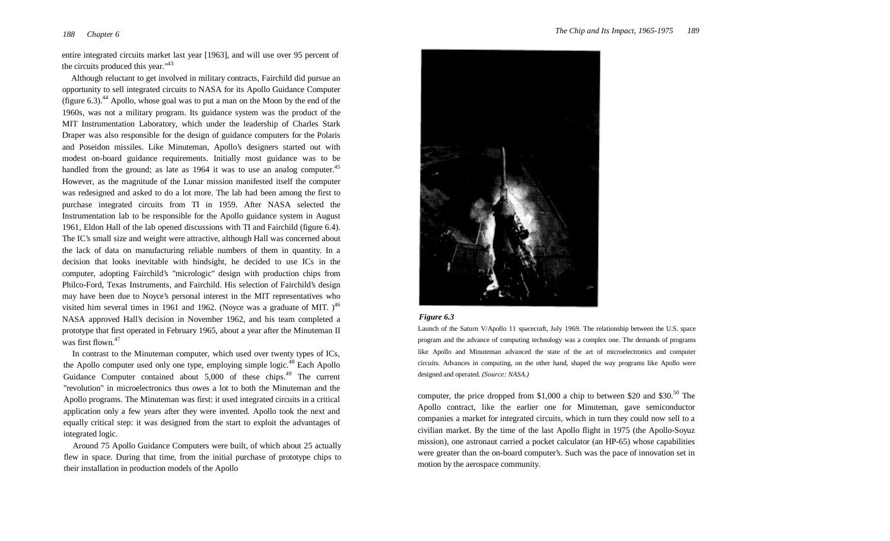entire integrated circuits market last year [1963], and will use over 95 percent of the circuits produced this year."[43]

Although reluctant to get involved in military contracts, Fairchild did pursue an opportunity to sell integrated circuits to NASA for its Apollo Guidance Computer (figure 6.3).[44] Apollo, whose goal was to put a man on the Moon by the end of the 1960s, was not a military program. Its guidance system was the product of the MIT Instrumentation Laboratory, which under the leadership of Charles Stark Draper was also responsible for the design of guidance computers for the Polaris and Poseidon missiles. Like Minuteman, Apollo's designers started out with modest on-board guidance requirements. Initially most guidance was to be handled from the ground; as late as 1964 it was to use an analog computer.[45] However, as the magnitude of the Lunar mission manifested itself the computer was redesigned and asked to do a lot more. The lab had been among the first to purchase integrated circuits from TI in 1959. After NASA selected the Instrumentation lab to be responsible for the Apollo guidance system in August 1961, Eldon Hall of the lab opened discussions with TI and Fairchild (figure 6.4). The IC's small size and weight were attractive, although Hall was concerned about the lack of data on manufacturing reliable numbers of them in quantity. In a decision that looks inevitable with hindsight, he decided to use ICs in the computer, adopting Fairchild's "micrologic" design with production chips from Philco-Ford, Texas Instruments, and Fairchild. His selection of Fairchild's design may have been due to Noyce's personal interest in the MIT representatives who visited him several times in 1961 and 1962. (Noyce was a graduate of MIT. )[46] NASA approved Hall's decision in November 1962, and his team completed a prototype that first operated in February 1965, about a year after the Minuteman II was first flown.[47]

In contrast to the Minuteman computer, which used over twenty types of ICs, the Apollo computer used only one type, employing simple logic.[48] Each Apollo Guidance Computer contained about 5,000 of these chips.[49] The current "revolution" in microelectronics thus owes a lot to both the Minuteman and the Apollo programs. The Minuteman was first: it used integrated circuits in a critical application only a few years after they were invented. Apollo took the next and equally critical step: it was designed from the start to exploit the advantages of integrated logic.

Around 75 Apollo Guidance Computers were built, of which about 25 actually flew in space. During that time, from the initial purchase of prototype chips to their installation in production models of the Apollo computer, the price dropped from $1,000 a chip to between $20 and $30.[50] The Apollo contract, like the earlier one for Minuteman, gave semiconductor companies a market for integrated circuits, which in turn they could now sell to a civilian market. By the time of the last Apollo flight in 1975 (the Apollo-Soyuz mission), one astronaut carried a pocket calculator (an HP-65) whose capabilities were greater than the on-board computer's. Such was the pace of innovation set in motion by the aerospace community.

***Figure 6.3***

Launch of the Saturn V/Apollo 11 spacecraft, July 1969. The relationship between the U.S. space program and the advance of computing technology was a complex one. The demands of programs like Apollo and Minuteman advanced the state of the art of microelectronics and computer circuits. Advances in computing, on the other hand, shaped the way programs like Apollo were designed and operated. *(Source: NASA.)*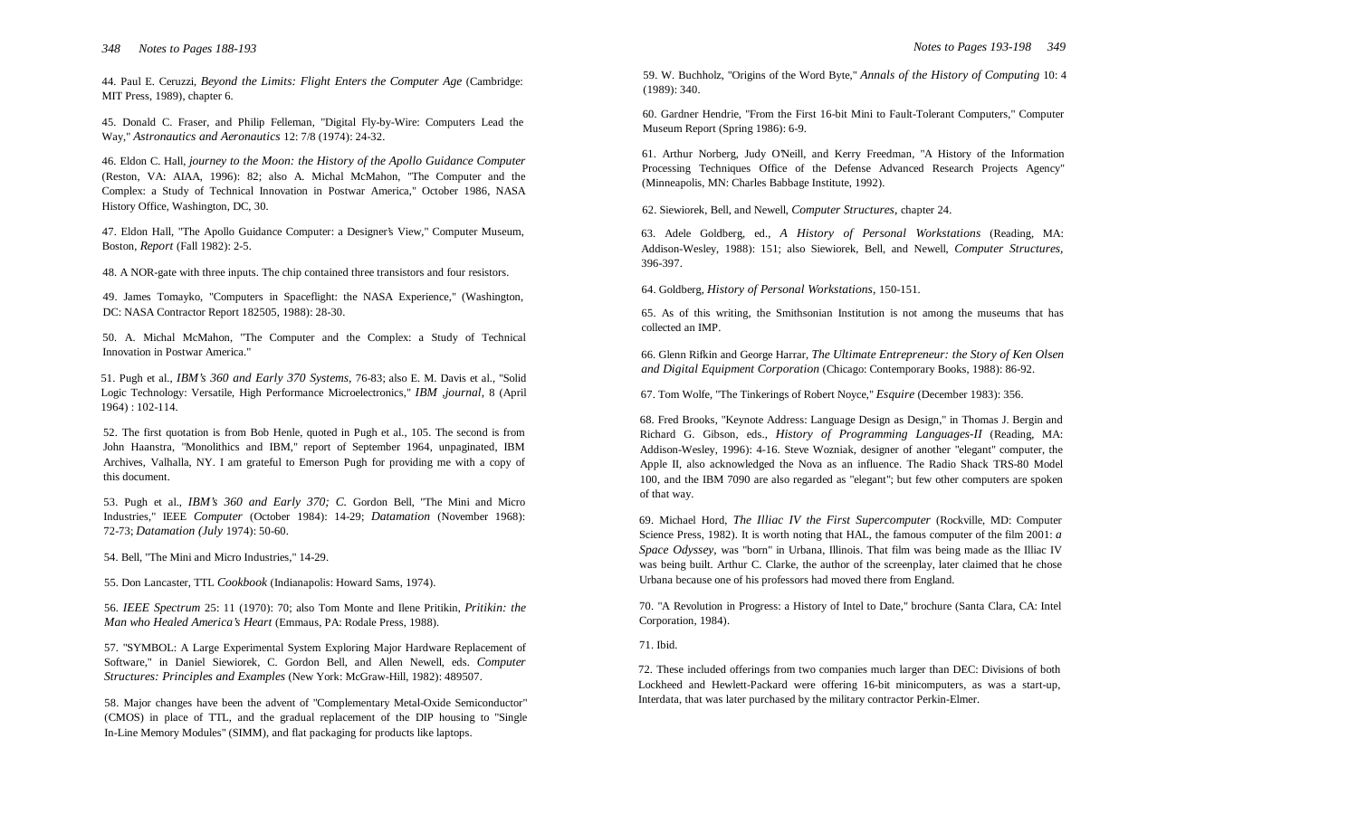44. Paul E. Ceruzzi, *Beyond the Limits: Flight Enters the Computer Age* (Cambridge: MIT Press, 1989), chapter 6.

45. Donald C. Fraser, and Philip Felleman, "Digital Fly-by-Wire: Computers Lead the Way," *Astronautics and Aeronautics* 12: 7/8 (1974): 24-32.

46. Eldon C. Hall, *journey to the Moon: the History of the Apollo Guidance Computer* (Reston, VA: AIAA, 1996): 82; also A. Michal McMahon, "The Computer and the Complex: a Study of Technical Innovation in Postwar America," October 1986, NASA History Office, Washington, DC, 30.

47. Eldon Hall, "The Apollo Guidance Computer: a Designer's View," Computer Museum, Boston, *Report* (Fall 1982): 2-5.

48. A NOR-gate with three inputs. The chip contained three transistors and four resistors.

49. James Tomayko, "Computers in Spaceflight: the NASA Experience," (Washington, DC: NASA Contractor Report 182505, 1988): 28-30.

50. A. Michal McMahon, "The Computer and the Complex: a Study of Technical Innovation in Postwar America."

51. Pugh et al., *IBM's 360 and Early 370 Systems*, 76-83; also E. M. Davis et al., "Solid Logic Technology: Versatile, High Performance Microelectronics," *IBM ,journal*, 8 (April 1964) : 102-114.

52. The first quotation is from Bob Henle, quoted in Pugh et al., 105. The second is from John Haanstra, "Monolithics and IBM," report of September 1964, unpaginated, IBM Archives, Valhalla, NY. I am grateful to Emerson Pugh for providing me with a copy of this document.

53. Pugh et al., *IBM's 360 and Early 370; C.* Gordon Bell, "The Mini and Micro Industries," IEEE *Computer* (October 1984): 14-29; *Datamation* (November 1968): 72-73; *Datamation (July* 1974): 50-60.

54. Bell, "The Mini and Micro Industries," 14-29.

55. Don Lancaster, TTL *Cookbook* (Indianapolis: Howard Sams, 1974).

56. *IEEE Spectrum* 25: 11 (1970): 70; also Tom Monte and Ilene Pritikin, *Pritikin: the Man who Healed America's Heart* (Emmaus, PA: Rodale Press, 1988).

57. "SYMBOL: A Large Experimental System Exploring Major Hardware Replacement of Software," in Daniel Siewiorek, C. Gordon Bell, and Allen Newell, eds. *Computer Structures: Principles and Examples* (New York: McGraw-Hill, 1982): 489507.

58. Major changes have been the advent of "Complementary Metal-Oxide Semiconductor" (CMOS) in place of TTL, and the gradual replacement of the DIP housing to "Single In-Line Memory Modules" (SIMM), and flat packaging for products like laptops.

59. W. Buchholz, "Origins of the Word Byte," *Annals of the History of Computing* 10: 4 (1989): 340.

60. Gardner Hendrie, "From the First 16-bit Mini to Fault-Tolerant Computers," Computer Museum Report (Spring 1986): 6-9.

61. Arthur Norberg, Judy O'Neill, and Kerry Freedman, "A History of the Information Processing Techniques Office of the Defense Advanced Research Projects Agency" (Minneapolis, MN: Charles Babbage Institute, 1992).

62. Siewiorek, Bell, and Newell, *Computer Structures*, chapter 24.

63. Adele Goldberg, ed., *A History of Personal Workstations* (Reading, MA: Addison-Wesley, 1988): 151; also Siewiorek, Bell, and Newell, *Computer Structures*, 396-397.

64. Goldberg, *History of Personal Workstations*, 150-151.

65. As of this writing, the Smithsonian Institution is not among the museums that has collected an IMP.

66. Glenn Rifkin and George Harrar, *The Ultimate Entrepreneur: the Story of Ken Olsen and Digital Equipment Corporation* (Chicago: Contemporary Books, 1988): 86-92.

67. Tom Wolfe, "The Tinkerings of Robert Noyce," *Esquire* (December 1983): 356.

68. Fred Brooks, "Keynote Address: Language Design as Design," in Thomas J. Bergin and Richard G. Gibson, eds., *History of Programming Languages-II* (Reading, MA: Addison-Wesley, 1996): 4-16. Steve Wozniak, designer of another "elegant" computer, the Apple II, also acknowledged the Nova as an influence. The Radio Shack TRS-80 Model 100, and the IBM 7090 are also regarded as "elegant"; but few other computers are spoken of that way.

69. Michael Hord, *The Illiac IV the First Supercomputer* (Rockville, MD: Computer Science Press, 1982). It is worth noting that HAL, the famous computer of the film 2001: *a Space Odyssey*, was "born" in Urbana, Illinois. That film was being made as the Illiac IV was being built. Arthur C. Clarke, the author of the screenplay, later claimed that he chose Urbana because one of his professors had moved there from England.

70. "A Revolution in Progress: a History of Intel to Date," brochure (Santa Clara, CA: Intel Corporation, 1984).

71. Ibid.

72. These included offerings from two companies much larger than DEC: Divisions of both Lockheed and Hewlett-Packard were offering 16-bit minicomputers, as was a start-up, Interdata, that was later purchased by the military contractor Perkin-Elmer.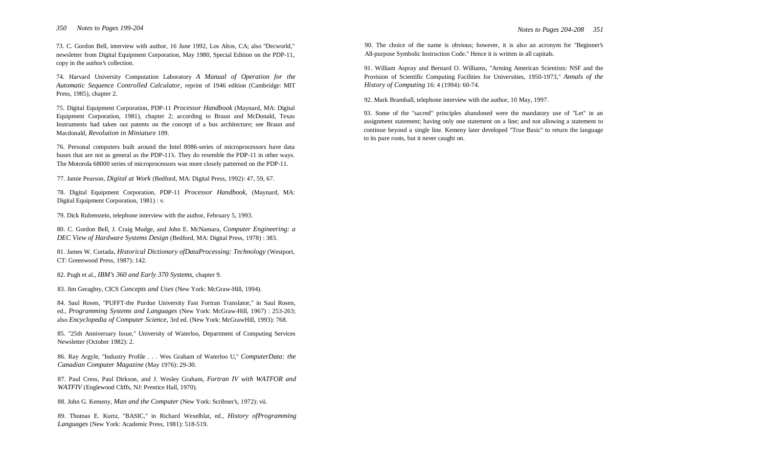73. C. Gordon Bell, interview with author, 16 June 1992, Los Altos, CA; also "Decworld," newsletter from Digital Equipment Corporation, May 1980, Special Edition on the PDP-11, copy in the author's collection.

74. Harvard University Computation Laboratory *A Manual of Operation for the Automatic Sequence Controlled Calculator*, reprint of 1946 edition (Cambridge: MIT Press, 1985), chapter 2.

75. Digital Equipment Corporation, PDP-11 *Processor Handbook* (Maynard, MA: Digital Equipment Corporation, 1981), chapter 2; according to Braun and McDonald, Texas Instruments had taken out patents on the concept of a bus architecture; see Braun and Macdonald, *Revolution in Miniature* 109.

76. Personal computers built around the Intel 8086-series of microprocessors have data buses that are not as general as the PDP-11's. They do resemble the PDP-11 in other ways. The Motorola 68000 series of microprocessors was more closely patterned on the PDP-11.

77. Jamie Pearson, *Digital at Work* (Bedford, MA: Digital Press, 1992): 47, 59, 67.

78. Digital Equipment Corporation, PDP-11 *Processor Handbook*, (Maynard, MA: Digital Equipment Corporation, 1981) : v.

79. Dick Rubenstein, telephone interview with the author, February 5, 1993.

80. C. Gordon Bell, J. Craig Mudge, and John E. McNamara, *Computer Engineering: a DEC View of Hardware Systems Design* (Bedford, MA: Digital Press, 1978) : 383.

81. James W. Cortada, *Historical Dictionary ofDataProcessing: Technology* (Westport, CT: Greenwood Press, 1987): 142.

82. Pugh et al., *IBM's 360 and Early 370 Systems*, chapter 9.

83. Jim Geraghty, CICS *Concepts and Uses* (New York: McGraw-Hill, 1994).

84. Saul Rosen, "PUFFT-the Purdue University Fast Fortran Translator," in Saul Rosen, ed., *Programming Systems and Languages* (New York: McGraw-Hill, 1967) : 253-263; also *Encyclopedia of Computer Science*, 3rd ed. (New York: McGrawHill, 1993): 768.

85. "25th Anniversary Issue," University of Waterloo, Department of Computing Services Newsletter (October 1982): 2.

86. Ray Argyle, "Industry Profile . . . Wes Graham of Waterloo U," *ComputerData: the Canadian Computer Magazine* (May 1976): 29-30.

87. Paul Cress, Paul Dirkson, and J. Wesley Graham, *Fortran IV with WATFOR and WATFIV* (Englewood Cliffs, NJ: Prentice Hall, 1970).

88. John G. Kemeny, *Man and the Computer* (New York: Scribner's, 1972): vii.

89. Thomas E. Kurtz, "BASIC," in Richard Wexelblat, ed., *History ofProgramming Languages* (New York: Academic Press, 1981): 518-519.

90. The choice of the name is obvious; however, it is also an acronym for "Beginner's All-purpose Symbolic Instruction Code." Hence it is written in all capitals.

91. William Aspray and Bernard O. Williams, "Arming American Scientists: NSF and the Provision of Scientific Computing Facilities for Universities, 1950-1973," *Annals of the History of Computing* 16: 4 (1994): 60-74.

92. Mark Bramhall, telephone interview with the author, 10 May, 1997.

93. Some of the "sacred" principles abandoned were the mandatory use of "Let" in an assignment statement; having only one statement on a line; and not allowing a statement to continue beyond a single line. Kemeny later developed "True Basic" to return the language to its pure roots, but it never caught on.